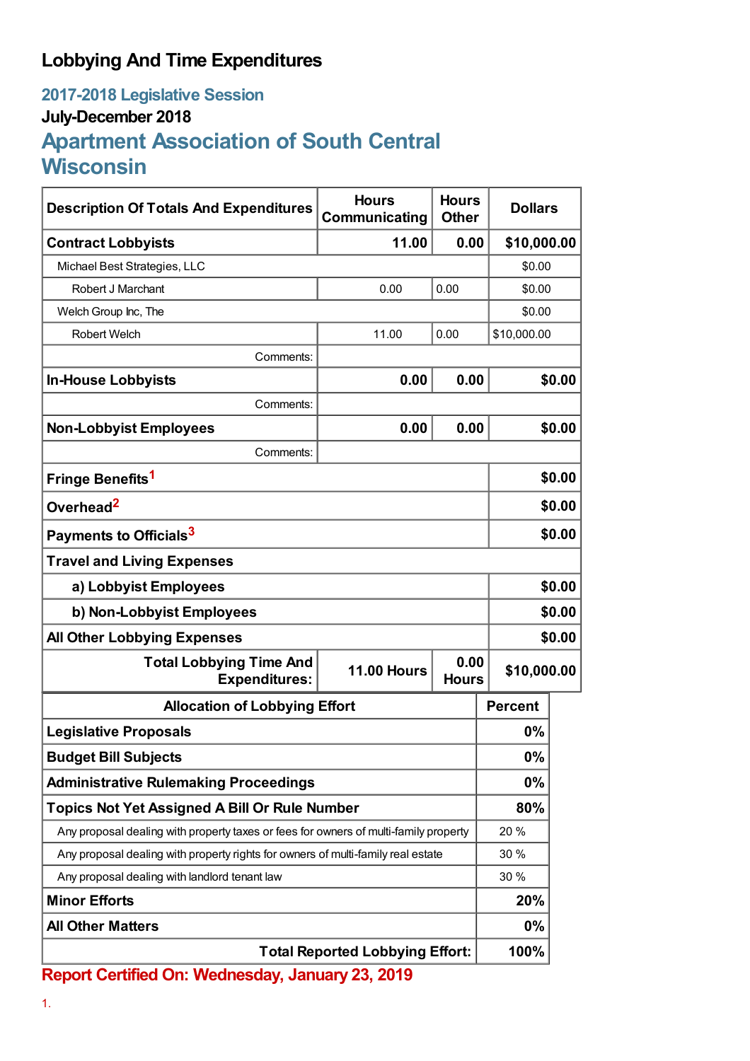# Lobbying And Time Expenditures

## 2017-2018 Legislative Session

### July-December 2018

## Apartment Association of South Central Wisconsin

| Description Of Totals And Expenditures | Hours Communicating | Hours Other | Dollars |
|---|---|---|---|
| **Contract Lobbyists** | **11.00** | **0.00** | **$10,000.00** |
| Michael Best Strategies, LLC | | | $0.00 |
| Robert J Marchant | 0.00 | 0.00 | $0.00 |
| Welch Group Inc, The | | | $0.00 |
| Robert Welch | 11.00 | 0.00 | $10,000.00 |
| Comments: | | | |
| **In-House Lobbyists** | **0.00** | **0.00** | **$0.00** |
| Comments: | | | |
| **Non-Lobbyist Employees** | **0.00** | **0.00** | **$0.00** |
| Comments: | | | |
| **Fringe Benefits**[1] | | | **$0.00** |
| **Overhead**[2] | | | **$0.00** |
| **Payments to Officials**[3] | | | **$0.00** |
| **Travel and Living Expenses** | | | |
| **a) Lobbyist Employees** | | | **$0.00** |
| **b) Non-Lobbyist Employees** | | | **$0.00** |
| **All Other Lobbying Expenses** | | | **$0.00** |
| **Total Lobbying Time And Expenditures:** | **11.00 Hours** | **0.00 Hours** | **$10,000.00** |

| Allocation of Lobbying Effort | Percent |
|---|---|
| **Legislative Proposals** | **0%** |
| **Budget Bill Subjects** | **0%** |
| **Administrative Rulemaking Proceedings** | **0%** |
| **Topics Not Yet Assigned A Bill Or Rule Number** | **80%** |
| Any proposal dealing with property taxes or fees for owners of multi-family property | 20 % |
| Any proposal dealing with property rights for owners of multi-family real estate | 30 % |
| Any proposal dealing with landlord tenant law | 30 % |
| **Minor Efforts** | **20%** |
| **All Other Matters** | **0%** |
| **Total Reported Lobbying Effort:** | **100%** |

**Report Certified On: Wednesday, January 23, 2019**

1.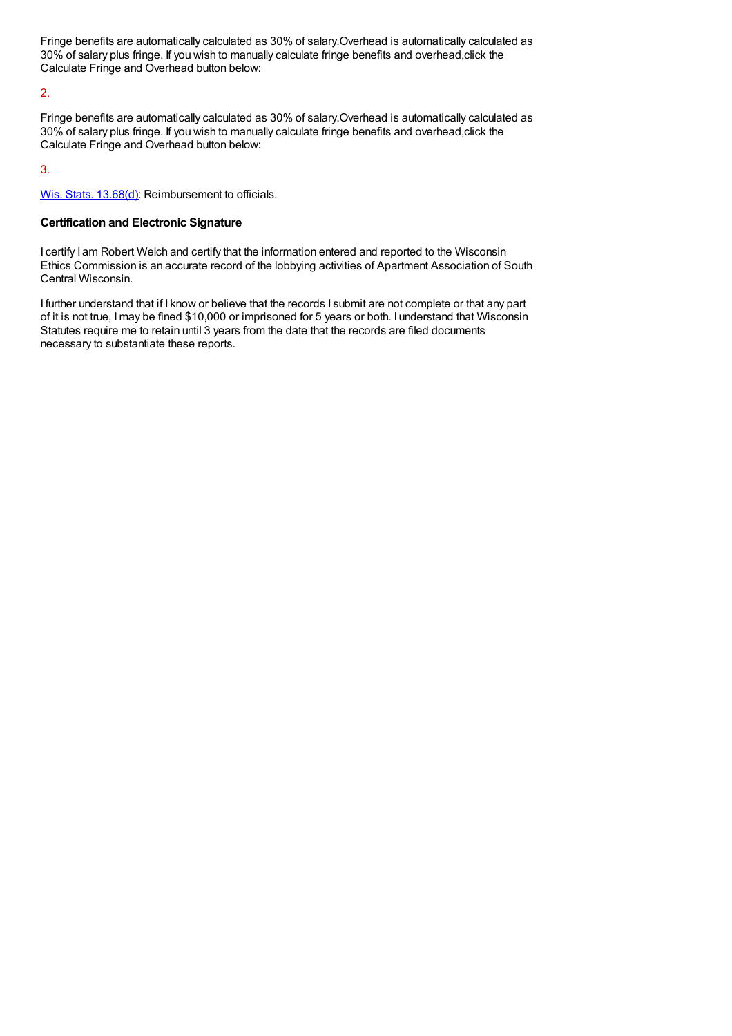Fringe benefits are automatically calculated as 30% of salary.Overhead is automatically calculated as 30% of salary plus fringe. If you wish to manually calculate fringe benefits and overhead,click the Calculate Fringe and Overhead button below:

2.

Fringe benefits are automatically calculated as 30% of salary.Overhead is automatically calculated as 30% of salary plus fringe. If you wish to manually calculate fringe benefits and overhead,click the Calculate Fringe and Overhead button below:

3.

Wis. Stats. 13.68(d): Reimbursement to officials.

**Certification and Electronic Signature**

I certify I am Robert Welch and certify that the information entered and reported to the Wisconsin Ethics Commission is an accurate record of the lobbying activities of Apartment Association of South Central Wisconsin.

I further understand that if I know or believe that the records I submit are not complete or that any part of it is not true, I may be fined $10,000 or imprisoned for 5 years or both. I understand that Wisconsin Statutes require me to retain until 3 years from the date that the records are filed documents necessary to substantiate these reports.